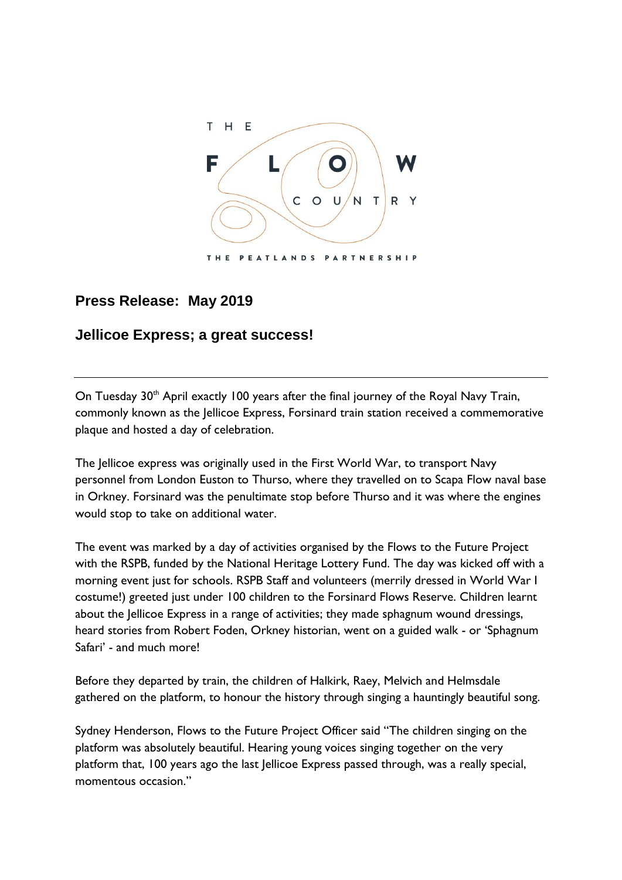THE FLOW COUNTRY

THE PEATLANDS PARTNERSHIP

## Press Release: May 2019

## Jellicoe Express; a great success!

---

On Tuesday 30th April exactly 100 years after the final journey of the Royal Navy Train, commonly known as the Jellicoe Express, Forsinard train station received a commemorative plaque and hosted a day of celebration.

The Jellicoe express was originally used in the First World War, to transport Navy personnel from London Euston to Thurso, where they travelled on to Scapa Flow naval base in Orkney. Forsinard was the penultimate stop before Thurso and it was where the engines would stop to take on additional water.

The event was marked by a day of activities organised by the Flows to the Future Project with the RSPB, funded by the National Heritage Lottery Fund. The day was kicked off with a morning event just for schools. RSPB Staff and volunteers (merrily dressed in World War I costume!) greeted just under 100 children to the Forsinard Flows Reserve. Children learnt about the Jellicoe Express in a range of activities; they made sphagnum wound dressings, heard stories from Robert Foden, Orkney historian, went on a guided walk - or 'Sphagnum Safari' - and much more!

Before they departed by train, the children of Halkirk, Raey, Melvich and Helmsdale gathered on the platform, to honour the history through singing a hauntingly beautiful song.

Sydney Henderson, Flows to the Future Project Officer said "The children singing on the platform was absolutely beautiful. Hearing young voices singing together on the very platform that, 100 years ago the last Jellicoe Express passed through, was a really special, momentous occasion."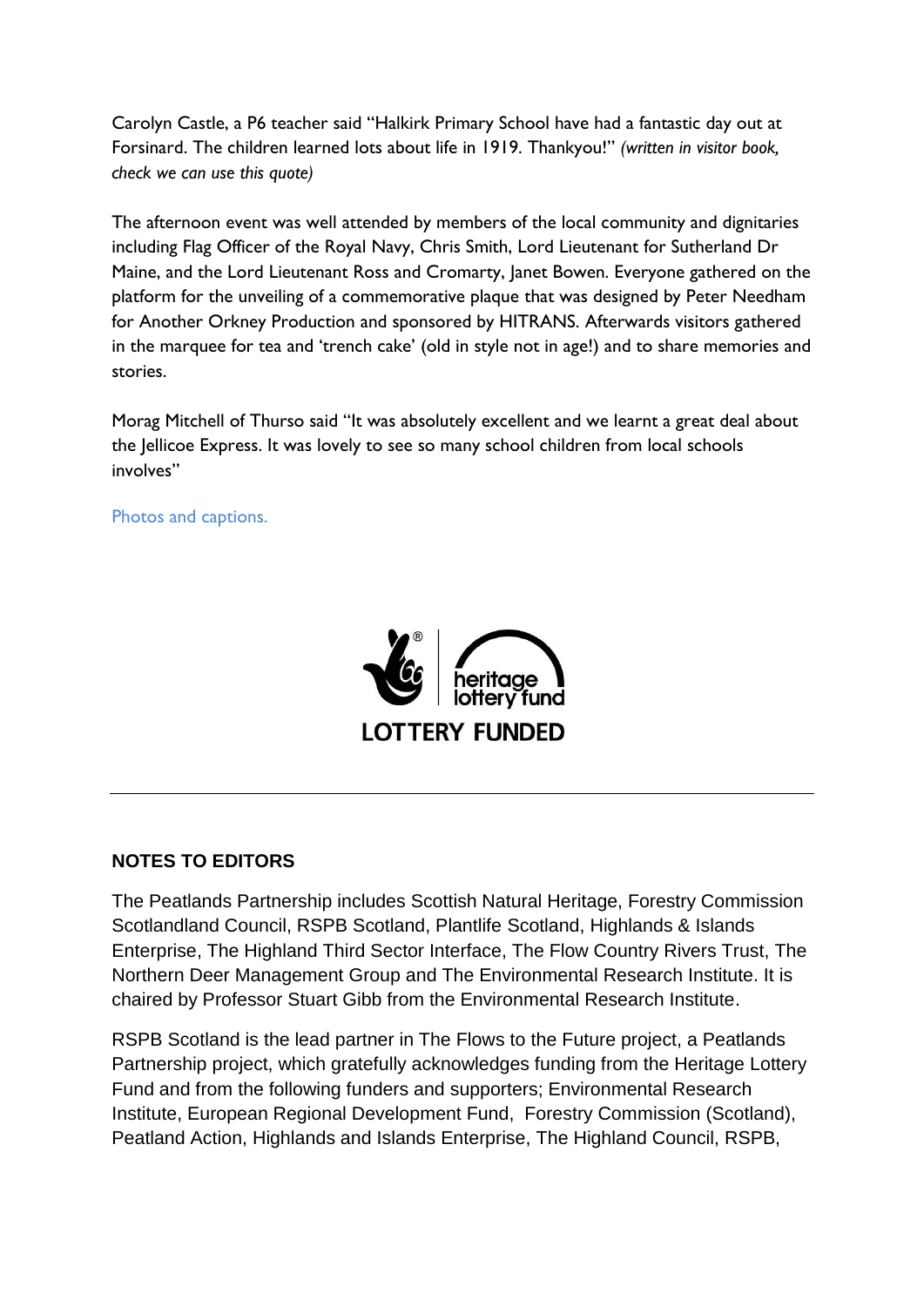Carolyn Castle, a P6 teacher said "Halkirk Primary School have had a fantastic day out at Forsinard. The children learned lots about life in 1919. Thankyou!" *(written in visitor book, check we can use this quote)*

The afternoon event was well attended by members of the local community and dignitaries including Flag Officer of the Royal Navy, Chris Smith, Lord Lieutenant for Sutherland Dr Maine, and the Lord Lieutenant Ross and Cromarty, Janet Bowen. Everyone gathered on the platform for the unveiling of a commemorative plaque that was designed by Peter Needham for Another Orkney Production and sponsored by HITRANS. Afterwards visitors gathered in the marquee for tea and 'trench cake' (old in style not in age!) and to share memories and stories.

Morag Mitchell of Thurso said "It was absolutely excellent and we learnt a great deal about the Jellicoe Express. It was lovely to see so many school children from local schools involves"

Photos and captions.

heritage lottery fund

LOTTERY FUNDED

---

**NOTES TO EDITORS**

The Peatlands Partnership includes Scottish Natural Heritage, Forestry Commission Scotlandland Council, RSPB Scotland, Plantlife Scotland, Highlands & Islands Enterprise, The Highland Third Sector Interface, The Flow Country Rivers Trust, The Northern Deer Management Group and The Environmental Research Institute. It is chaired by Professor Stuart Gibb from the Environmental Research Institute.

RSPB Scotland is the lead partner in The Flows to the Future project, a Peatlands Partnership project, which gratefully acknowledges funding from the Heritage Lottery Fund and from the following funders and supporters; Environmental Research Institute, European Regional Development Fund, Forestry Commission (Scotland), Peatland Action, Highlands and Islands Enterprise, The Highland Council, RSPB,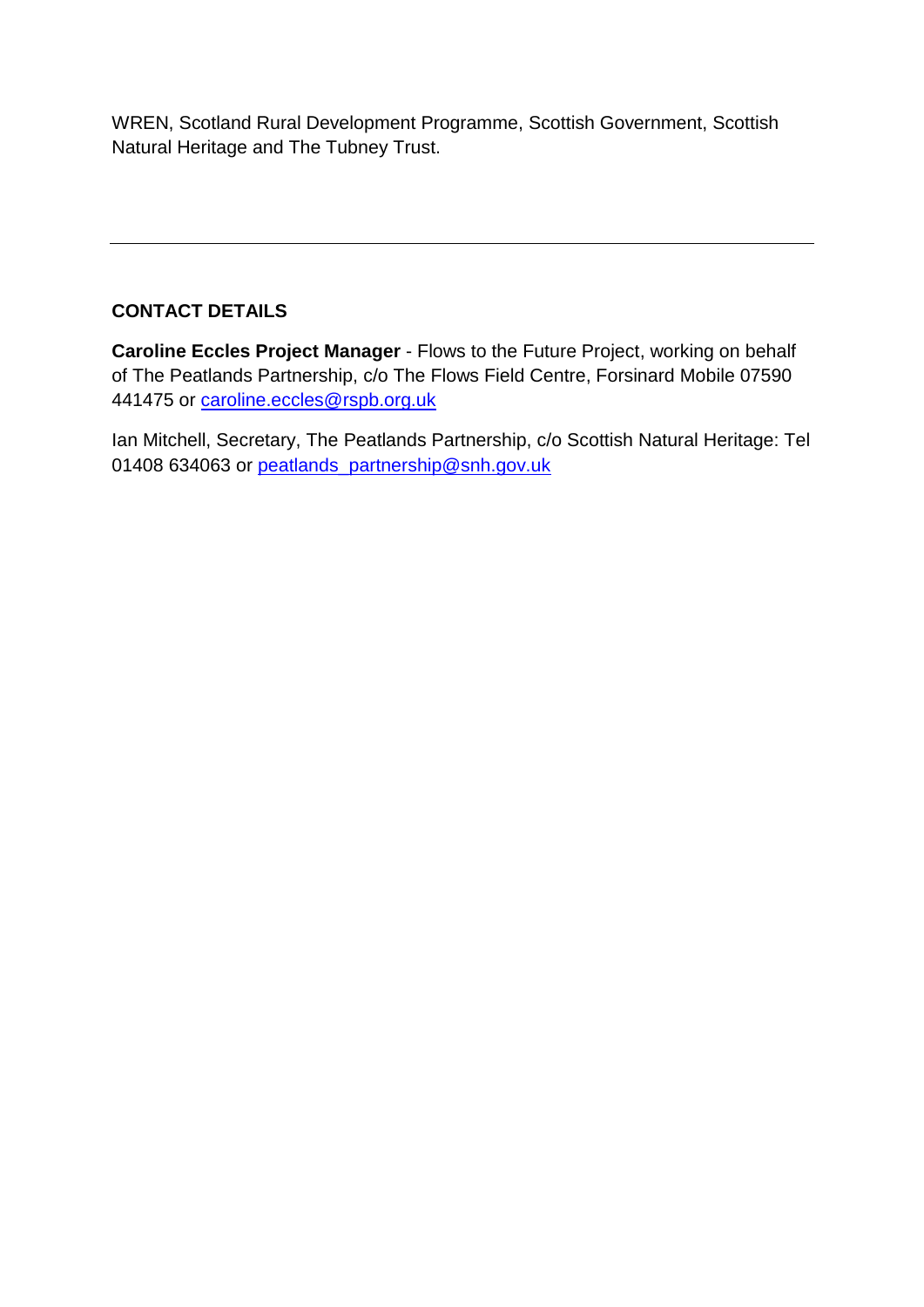WREN, Scotland Rural Development Programme, Scottish Government, Scottish Natural Heritage and The Tubney Trust.

---

**CONTACT DETAILS**

**Caroline Eccles Project Manager** - Flows to the Future Project, working on behalf of The Peatlands Partnership, c/o The Flows Field Centre, Forsinard Mobile 07590 441475 or caroline.eccles@rspb.org.uk

Ian Mitchell, Secretary, The Peatlands Partnership, c/o Scottish Natural Heritage: Tel 01408 634063 or peatlands_partnership@snh.gov.uk